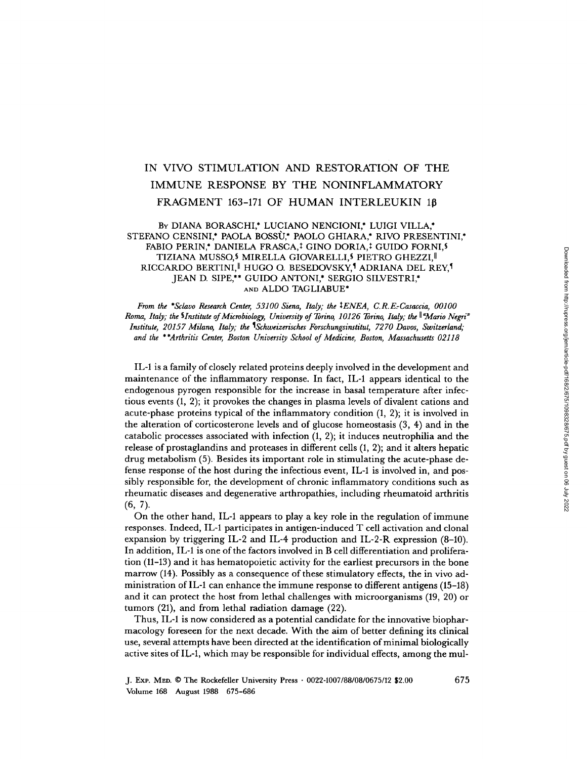# IN VIVO STIMULATION AND RESTORATION OF THE IMMUNE RESPONSE BY THE NONINFLAMMATORY FRAGMENT 163–171 OF HUMAN INTERLEUKIN 1β

By DIANA BORASCHI,* LUCIANO NENCIONI,* LUIGI VILLA,* STEFANO CENSINI,* PAOLA BOSSÙ,* PAOLO GHIARA,* RIVO PRESENTINI,* FABIO PERIN,* DANIELA FRASCA,‡ GINO DORIA,‡ GUIDO FORNI,§ TIZIANA MUSSO,§ MIRELLA GIOVARELLI,§ PIETRO GHEZZI,‖ RICCARDO BERTINI,‖ HUGO O. BESEDOVSKY,¶ ADRIANA DEL REY,¶ JEAN D. SIPE,** GUIDO ANTONI,* SERGIO SILVESTRI,* AND ALDO TAGLIABUE*

*From the \*Sclavo Research Center, 53100 Siena, Italy; the ‡ENEA, C.R.E.-Casaccia, 00100 Roma, Italy; the §Institute of Microbiology, University of Torino, 10126 Torino, Italy; the ‖"Mario Negri" Institute, 20157 Milano, Italy; the ¶Schweizerisches Forschungsinstitut, 7270 Davos, Switzerland; and the \*\*Arthritis Center, Boston University School of Medicine, Boston, Massachusetts 02118*

IL-1 is a family of closely related proteins deeply involved in the development and maintenance of the inflammatory response. In fact, IL-1 appears identical to the endogenous pyrogen responsible for the increase in basal temperature after infectious events (1, 2); it provokes the changes in plasma levels of divalent cations and acute-phase proteins typical of the inflammatory condition (1, 2); it is involved in the alteration of corticosterone levels and of glucose homeostasis (3, 4) and in the catabolic processes associated with infection (1, 2); it induces neutrophilia and the release of prostaglandins and proteases in different cells (1, 2); and it alters hepatic drug metabolism (5). Besides its important role in stimulating the acute-phase defense response of the host during the infectious event, IL-1 is involved in, and possibly responsible for, the development of chronic inflammatory conditions such as rheumatic diseases and degenerative arthropathies, including rheumatoid arthritis (6, 7).

On the other hand, IL-1 appears to play a key role in the regulation of immune responses. Indeed, IL-1 participates in antigen-induced T cell activation and clonal expansion by triggering IL-2 and IL-4 production and IL-2-R expression (8–10). In addition, IL-1 is one of the factors involved in B cell differentiation and proliferation (11–13) and it has hematopoietic activity for the earliest precursors in the bone marrow (14). Possibly as a consequence of these stimulatory effects, the in vivo administration of IL-1 can enhance the immune response to different antigens (15–18) and it can protect the host from lethal challenges with microorganisms (19, 20) or tumors (21), and from lethal radiation damage (22).

Thus, IL-1 is now considered as a potential candidate for the innovative biopharmacology foreseen for the next decade. With the aim of better defining its clinical use, several attempts have been directed at the identification of minimal biologically active sites of IL-1, which may be responsible for individual effects, among the mul-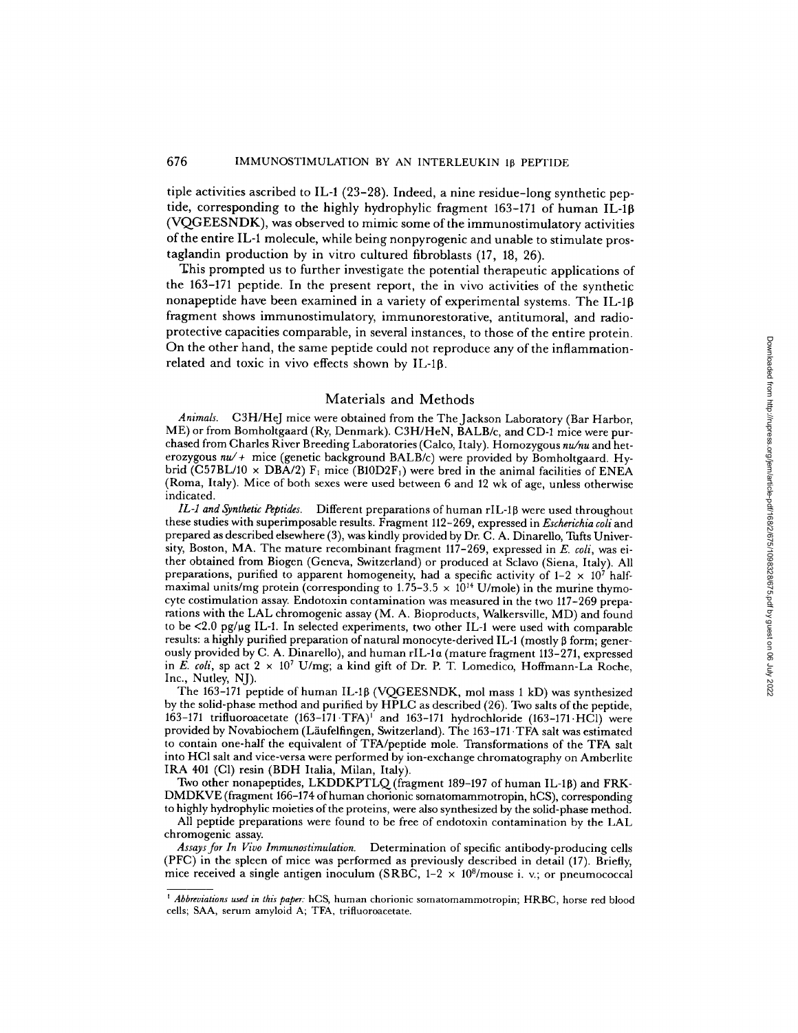tiple activities ascribed to IL-1 (23–28). Indeed, a nine residue-long synthetic peptide, corresponding to the highly hydrophylic fragment 163–171 of human IL-1β (VQGEESNDK), was observed to mimic some of the immunostimulatory activities of the entire IL-1 molecule, while being nonpyrogenic and unable to stimulate prostaglandin production by in vitro cultured fibroblasts (17, 18, 26).

This prompted us to further investigate the potential therapeutic applications of the 163–171 peptide. In the present report, the in vivo activities of the synthetic nonapeptide have been examined in a variety of experimental systems. The IL-1β fragment shows immunostimulatory, immunorestorative, antitumoral, and radioprotective capacities comparable, in several instances, to those of the entire protein. On the other hand, the same peptide could not reproduce any of the inflammation-related and toxic in vivo effects shown by IL-1β.

## Materials and Methods

*Animals.* C3H/HeJ mice were obtained from the The Jackson Laboratory (Bar Harbor, ME) or from Bomholtgaard (Ry, Denmark). C3H/HeN, BALB/c, and CD-1 mice were purchased from Charles River Breeding Laboratories (Calco, Italy). Homozygous *nu/nu* and heterozygous *nu/+* mice (genetic background BALB/c) were provided by Bomholtgaard. Hybrid (C57BL/10 × DBA/2) $F_1$ mice (B10D2$F_1$) were bred in the animal facilities of ENEA (Roma, Italy). Mice of both sexes were used between 6 and 12 wk of age, unless otherwise indicated.

*IL-1 and Synthetic Peptides.* Different preparations of human rIL-1β were used throughout these studies with superimposable results. Fragment 112–269, expressed in *Escherichia coli* and prepared as described elsewhere (3), was kindly provided by Dr. C. A. Dinarello, Tufts University, Boston, MA. The mature recombinant fragment 117–269, expressed in *E. coli*, was either obtained from Biogen (Geneva, Switzerland) or produced at Sclavo (Siena, Italy). All preparations, purified to apparent homogeneity, had a specific activity of $1–2 \times 10^7$ half-maximal units/mg protein (corresponding to $1.75–3.5 \times 10^{14}$ U/mole) in the murine thymocyte costimulation assay. Endotoxin contamination was measured in the two 117–269 preparations with the LAL chromogenic assay (M. A. Bioproducts, Walkersville, MD) and found to be <2.0 pg/μg IL-1. In selected experiments, two other IL-1 were used with comparable results: a highly purified preparation of natural monocyte-derived IL-1 (mostly β form; generously provided by C. A. Dinarello), and human rIL-1α (mature fragment 113–271, expressed in *E. coli*, sp act $2 \times 10^7$ U/mg; a kind gift of Dr. P. T. Lomedico, Hoffmann-La Roche, Inc., Nutley, NJ).

The 163–171 peptide of human IL-1β (VQGEESNDK, mol mass 1 kD) was synthesized by the solid-phase method and purified by HPLC as described (26). Two salts of the peptide, 163–171 trifluoroacetate (163–171·TFA)[1] and 163–171 hydrochloride (163–171·HCl) were provided by Novabiochem (Läufelfingen, Switzerland). The 163–171·TFA salt was estimated to contain one-half the equivalent of TFA/peptide mole. Transformations of the TFA salt into HCl salt and vice-versa were performed by ion-exchange chromatography on Amberlite IRA 401 (Cl) resin (BDH Italia, Milan, Italy).

Two other nonapeptides, LKDDKPTLQ (fragment 189–197 of human IL-1β) and FRKDMDKVE (fragment 166–174 of human chorionic somatomammotropin, hCS), corresponding to highly hydrophylic moieties of the proteins, were also synthesized by the solid-phase method.

All peptide preparations were found to be free of endotoxin contamination by the LAL chromogenic assay.

*Assays for In Vivo Immunostimulation.* Determination of specific antibody-producing cells (PFC) in the spleen of mice was performed as previously described in detail (17). Briefly, mice received a single antigen inoculum (SRBC, $1–2 \times 10^8$/mouse i. v.; or pneumococcal

[1] *Abbreviations used in this paper:* hCS, human chorionic somatomammotropin; HRBC, horse red blood cells; SAA, serum amyloid A; TFA, trifluoroacetate.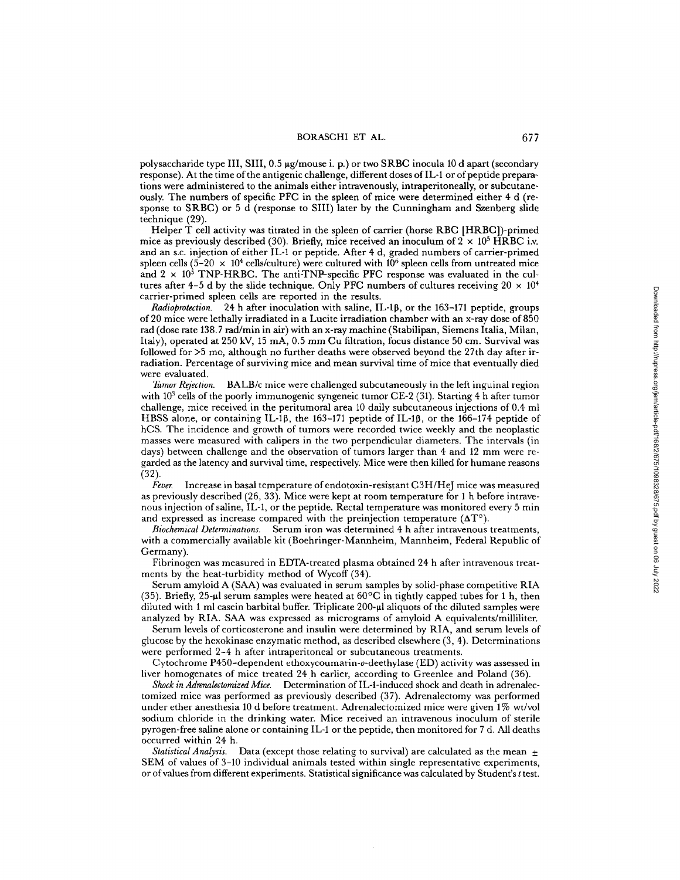polysaccharide type III, SIII, 0.5 μg/mouse i. p.) or two SRBC inocula 10 d apart (secondary response). At the time of the antigenic challenge, different doses of IL-1 or of peptide preparations were administered to the animals either intravenously, intraperitoneally, or subcutaneously. The numbers of specific PFC in the spleen of mice were determined either 4 d (response to SRBC) or 5 d (response to SIII) later by the Cunningham and Szenberg slide technique (29).

Helper T cell activity was titrated in the spleen of carrier (horse RBC [HRBC])-primed mice as previously described (30). Briefly, mice received an inoculum of $2 \times 10^5$ HRBC i.v. and an s.c. injection of either IL-1 or peptide. After 4 d, graded numbers of carrier-primed spleen cells ($5-20 \times 10^4$ cells/culture) were cultured with $10^6$ spleen cells from untreated mice and $2 \times 10^5$ TNP-HRBC. The anti-TNP-specific PFC response was evaluated in the cultures after 4–5 d by the slide technique. Only PFC numbers of cultures receiving $20 \times 10^4$ carrier-primed spleen cells are reported in the results.

*Radioprotection.* 24 h after inoculation with saline, IL-1β, or the 163–171 peptide, groups of 20 mice were lethally irradiated in a Lucite irradiation chamber with an x-ray dose of 850 rad (dose rate 138.7 rad/min in air) with an x-ray machine (Stabilipan, Siemens Italia, Milan, Italy), operated at 250 kV, 15 mA, 0.5 mm Cu filtration, focus distance 50 cm. Survival was followed for >5 mo, although no further deaths were observed beyond the 27th day after irradiation. Percentage of surviving mice and mean survival time of mice that eventually died were evaluated.

*Tumor Rejection.* BALB/c mice were challenged subcutaneously in the left inguinal region with $10^5$ cells of the poorly immunogenic syngeneic tumor CE-2 (31). Starting 4 h after tumor challenge, mice received in the peritumoral area 10 daily subcutaneous injections of 0.4 ml HBSS alone, or containing IL-1β, the 163–171 peptide of IL-1β, or the 166–174 peptide of hCS. The incidence and growth of tumors were recorded twice weekly and the neoplastic masses were measured with calipers in the two perpendicular diameters. The intervals (in days) between challenge and the observation of tumors larger than 4 and 12 mm were regarded as the latency and survival time, respectively. Mice were then killed for humane reasons (32).

*Fever.* Increase in basal temperature of endotoxin-resistant C3H/HeJ mice was measured as previously described (26, 33). Mice were kept at room temperature for 1 h before intravenous injection of saline, IL-1, or the peptide. Rectal temperature was monitored every 5 min and expressed as increase compared with the preinjection temperature (ΔT°).

*Biochemical Determinations.* Serum iron was determined 4 h after intravenous treatments, with a commercially available kit (Boehringer-Mannheim, Mannheim, Federal Republic of Germany).

Fibrinogen was measured in EDTA-treated plasma obtained 24 h after intravenous treatments by the heat-turbidity method of Wycoff (34).

Serum amyloid A (SAA) was evaluated in serum samples by solid-phase competitive RIA (35). Briefly, 25-μl serum samples were heated at 60°C in tightly capped tubes for 1 h, then diluted with 1 ml casein barbital buffer. Triplicate 200-μl aliquots of the diluted samples were analyzed by RIA. SAA was expressed as micrograms of amyloid A equivalents/milliliter.

Serum levels of corticosterone and insulin were determined by RIA, and serum levels of glucose by the hexokinase enzymatic method, as described elsewhere (3, 4). Determinations were performed 2–4 h after intraperitoneal or subcutaneous treatments.

Cytochrome P450–dependent ethoxycoumarin-*o*-deethylase (ED) activity was assessed in liver homogenates of mice treated 24 h earlier, according to Greenlee and Poland (36).

*Shock in Adrenalectomized Mice.* Determination of IL-1-induced shock and death in adrenalectomized mice was performed as previously described (37). Adrenalectomy was performed under ether anesthesia 10 d before treatment. Adrenalectomized mice were given 1% wt/vol sodium chloride in the drinking water. Mice received an intravenous inoculum of sterile pyrogen-free saline alone or containing IL-1 or the peptide, then monitored for 7 d. All deaths occurred within 24 h.

*Statistical Analysis.* Data (except those relating to survival) are calculated as the mean ± SEM of values of 3–10 individual animals tested within single representative experiments, or of values from different experiments. Statistical significance was calculated by Student's *t* test.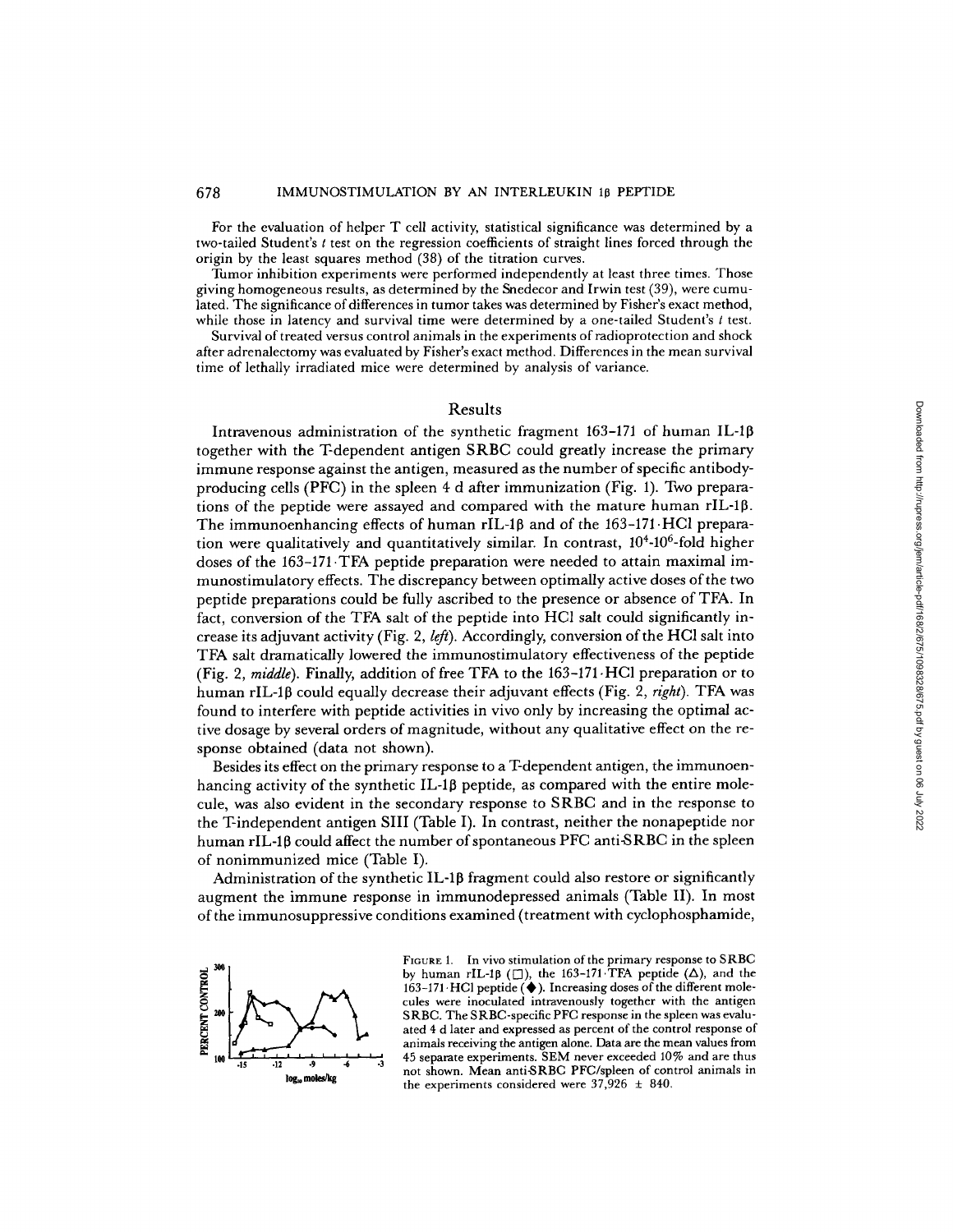For the evaluation of helper T cell activity, statistical significance was determined by a two-tailed Student's *t* test on the regression coefficients of straight lines forced through the origin by the least squares method (38) of the titration curves.

Tumor inhibition experiments were performed independently at least three times. Those giving homogeneous results, as determined by the Snedecor and Irwin test (39), were cumulated. The significance of differences in tumor takes was determined by Fisher's exact method, while those in latency and survival time were determined by a one-tailed Student's *t* test.

Survival of treated versus control animals in the experiments of radioprotection and shock after adrenalectomy was evaluated by Fisher's exact method. Differences in the mean survival time of lethally irradiated mice were determined by analysis of variance.

## Results

Intravenous administration of the synthetic fragment 163–171 of human IL-1β together with the T-dependent antigen SRBC could greatly increase the primary immune response against the antigen, measured as the number of specific antibody-producing cells (PFC) in the spleen 4 d after immunization (Fig. 1). Two preparations of the peptide were assayed and compared with the mature human rIL-1β. The immunoenhancing effects of human rIL-1β and of the 163–171·HCl preparation were qualitatively and quantitatively similar. In contrast, $10^4$-$10^6$-fold higher doses of the 163–171·TFA peptide preparation were needed to attain maximal immunostimulatory effects. The discrepancy between optimally active doses of the two peptide preparations could be fully ascribed to the presence or absence of TFA. In fact, conversion of the TFA salt of the peptide into HCl salt could significantly increase its adjuvant activity (Fig. 2, *left*). Accordingly, conversion of the HCl salt into TFA salt dramatically lowered the immunostimulatory effectiveness of the peptide (Fig. 2, *middle*). Finally, addition of free TFA to the 163–171·HCl preparation or to human rIL-1β could equally decrease their adjuvant effects (Fig. 2, *right*). TFA was found to interfere with peptide activities in vivo only by increasing the optimal active dosage by several orders of magnitude, without any qualitative effect on the response obtained (data not shown).

Besides its effect on the primary response to a T-dependent antigen, the immunoenhancing activity of the synthetic IL-1β peptide, as compared with the entire molecule, was also evident in the secondary response to SRBC and in the response to the T-independent antigen SIII (Table I). In contrast, neither the nonapeptide nor human rIL-1β could affect the number of spontaneous PFC anti-SRBC in the spleen of nonimmunized mice (Table I).

Administration of the synthetic IL-1β fragment could also restore or significantly augment the immune response in immunodepressed animals (Table II). In most of the immunosuppressive conditions examined (treatment with cyclophosphamide,

FIGURE 1. In vivo stimulation of the primary response to SRBC by human rIL-1β (□), the 163–171·TFA peptide (Δ), and the 163–171·HCl peptide (◆). Increasing doses of the different molecules were inoculated intravenously together with the antigen SRBC. The SRBC-specific PFC response in the spleen was evaluated 4 d later and expressed as percent of the control response of animals receiving the antigen alone. Data are the mean values from 45 separate experiments. SEM never exceeded 10% and are thus not shown. Mean anti-SRBC PFC/spleen of control animals in the experiments considered were 37,926 ± 840.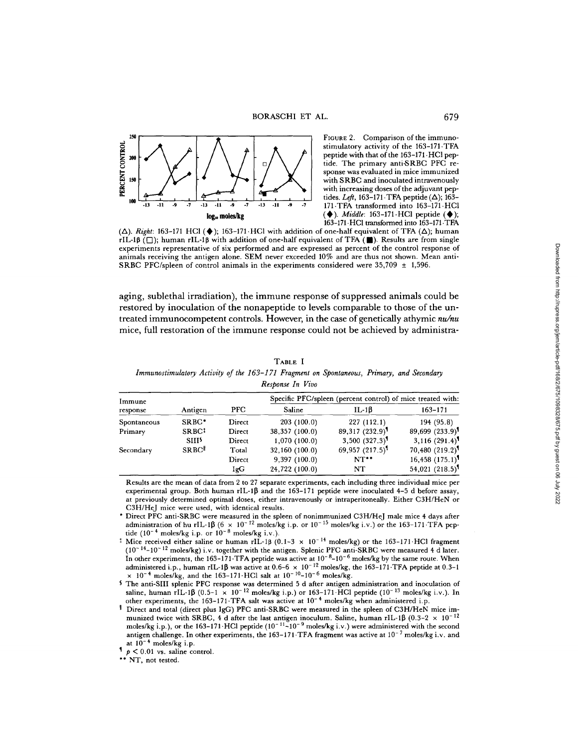FIGURE 2. Comparison of the immunostimulatory activity of the 163–171·TFA peptide with that of the 163–171·HCl peptide. The primary anti-SRBC PFC response was evaluated in mice immunized with SRBC and inoculated intravenously with increasing doses of the adjuvant peptides. *Left*, 163–171·TFA peptide (△); 163–171·TFA transformed into 163–171·HCl (◆). *Middle*: 163–171·HCl peptide (◆); 163–171·HCl transformed into 163–171·TFA (△). *Right*: 163–171 HCl (◆); 163–171·HCl with addition of one-half equivalent of TFA (△); human rIL-1β (□); human rIL-1β with addition of one-half equivalent of TFA (■). Results are from single experiments representative of six performed and are expressed as percent of the control response of animals receiving the antigen alone. SEM never exceeded 10% and are thus not shown. Mean anti-SRBC PFC/spleen of control animals in the experiments considered were 35,709 ± 1,596.

aging, sublethal irradiation), the immune response of suppressed animals could be restored by inoculation of the nonapeptide to levels comparable to those of the untreated immunocompetent controls. However, in the case of genetically athymic *nu/nu* mice, full restoration of the immune response could not be achieved by administra-

TABLE I

*Immunostimulatory Activity of the 163–171 Fragment on Spontaneous, Primary, and Secondary Response In Vivo*

| Immune response | Antigen | PFC | Specific PFC/spleen (percent control) of mice treated with: | | |
|---|---|---|---|---|---|
| | | | Saline | IL-1β | 163–171 |
| Spontaneous | SRBC* | Direct | 203 (100.0) | 227 (112.1) | 194 (95.8) |
| Primary | SRBC‡ | Direct | 38,357 (100.0) | 89,317 (232.9)¶ | 89,699 (233.9)¶ |
| | SIII§ | Direct | 1,070 (100.0) | 3,500 (327.3)¶ | 3,116 (291.4)¶ |
| Secondary | SRBC‖ | Total | 32,160 (100.0) | 69,957 (217.5)¶ | 70,480 (219.2)¶ |
| | | Direct | 9,397 (100.0) | NT** | 16,458 (175.1)¶ |
| | | IgG | 24,722 (100.0) | NT | 54,021 (218.5)¶ |

Results are the mean of data from 2 to 27 separate experiments, each including three individual mice per experimental group. Both human rIL-1β and the 163–171 peptide were inoculated 4–5 d before assay, at previously determined optimal doses, either intravenously or intraperitoneally. Either C3H/HeN or C3H/HeJ mice were used, with identical results.

\* Direct PFC anti-SRBC were measured in the spleen of nonimmunized C3H/HeJ male mice 4 days after administration of hu rIL-1β ($6 \times 10^{-12}$ moles/kg i.p. or $10^{-15}$ moles/kg i.v.) or the 163–171·TFA peptide ($10^{-4}$ moles/kg i.p. or $10^{-8}$ moles/kg i.v.).

‡ Mice received either saline or human rIL-1β ($0.1–3 \times 10^{-14}$ moles/kg) or the 163–171·HCl fragment ($10^{-14}$–$10^{-12}$ moles/kg) i.v. together with the antigen. Splenic PFC anti-SRBC were measured 4 d later. In other experiments, the 163–171·TFA peptide was active at $10^{-8}$–$10^{-6}$ moles/kg by the same route. When administered i.p., human rIL-1β was active at $0.6–6 \times 10^{-12}$ moles/kg, the 163–171·TFA peptide at $0.3–1 \times 10^{-4}$ moles/kg, and the 163–171·HCl salt at $10^{-10}$–$10^{-6}$ moles/kg.

§ The anti-SIII splenic PFC response was determined 5 d after antigen administration and inoculation of saline, human rIL-1β ($0.5–1 \times 10^{-12}$ moles/kg i.p.) or 163–171·HCl peptide ($10^{-13}$ moles/kg i.v.). In other experiments, the 163–171·TFA salt was active at $10^{-4}$ moles/kg when administered i.p.

‖ Direct and total (direct plus IgG) PFC anti-SRBC were measured in the spleen of C3H/HeN mice immunized twice with SRBC, 4 d after the last antigen inoculum. Saline, human rIL-1β ($0.3–2 \times 10^{-12}$ moles/kg i.p.), or the 163–171·HCl peptide ($10^{-11}$–$10^{-9}$ moles/kg i.v.) were administered with the second antigen challenge. In other experiments, the 163–171·TFA fragment was active at $10^{-7}$ moles/kg i.v. and at $10^{-4}$ moles/kg i.p.

¶ $p < 0.01$ vs. saline control.

** NT, not tested.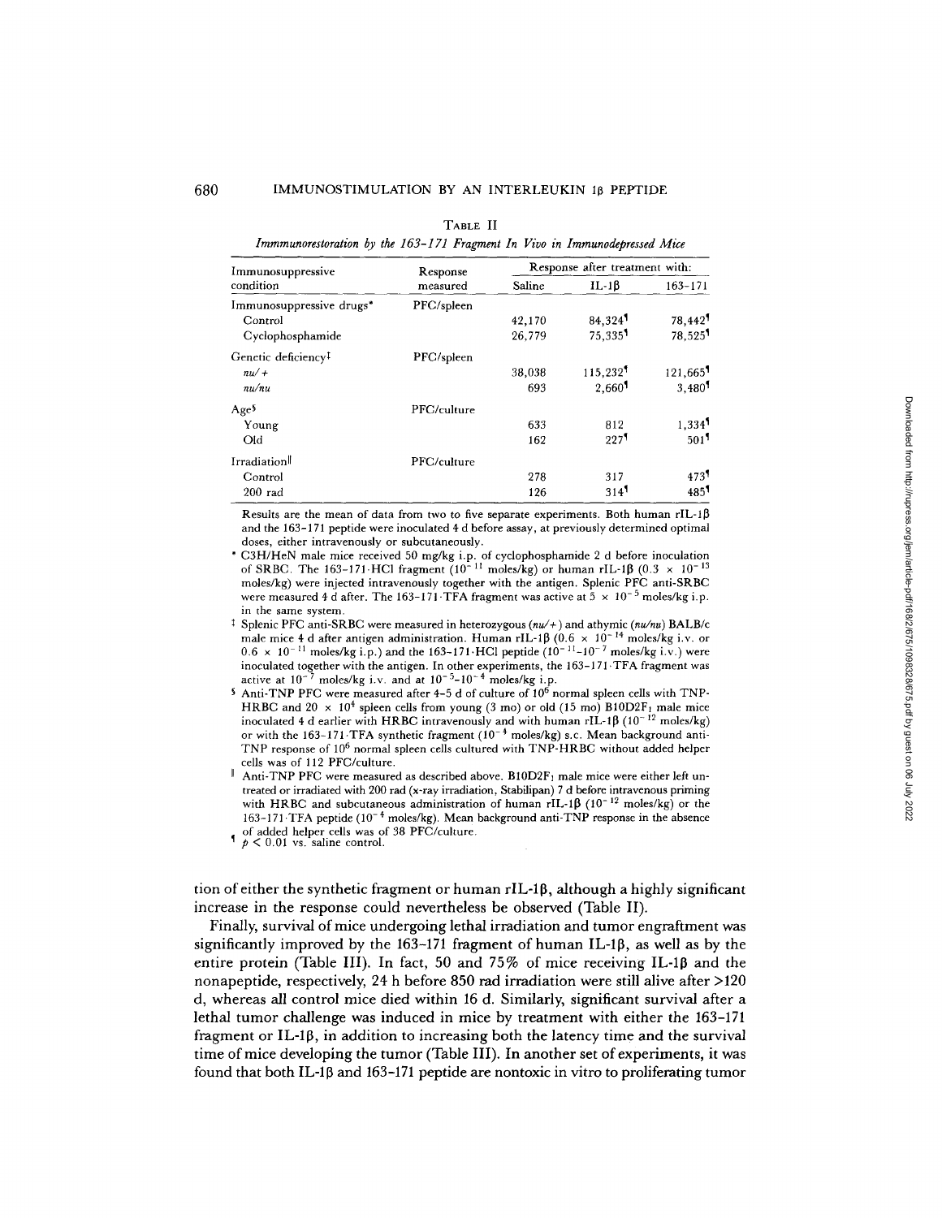Table II

*Immmunorestoration by the 163–171 Fragment In Vivo in Immunodepressed Mice*

| Immunosuppressive condition | Response measured | Response after treatment with: | | |
|---|---|---|---|---|
| | | Saline | IL-1β | 163–171 |
| Immunosuppressive drugs* | PFC/spleen | | | |
| Control | | 42,170 | 84,324¶ | 78,442¶ |
| Cyclophosphamide | | 26,779 | 75,335¶ | 78,525¶ |
| Genetic deficiency‡ | PFC/spleen | | | |
| *nu/+* | | 38,038 | 115,232¶ | 121,665¶ |
| *nu/nu* | | 693 | 2,660¶ | 3,480¶ |
| Age§ | PFC/culture | | | |
| Young | | 633 | 812 | 1,334¶ |
| Old | | 162 | 227¶ | 501¶ |
| Irradiation‖ | PFC/culture | | | |
| Control | | 278 | 317 | 473¶ |
| 200 rad | | 126 | 314¶ | 485¶ |

Results are the mean of data from two to five separate experiments. Both human rIL-1β and the 163–171 peptide were inoculated 4 d before assay, at previously determined optimal doses, either intravenously or subcutaneously.

\* C3H/HeN male mice received 50 mg/kg i.p. of cyclophosphamide 2 d before inoculation of SRBC. The 163–171·HCl fragment ($10^{-11}$ moles/kg) or human rIL-1β ($0.3 \times 10^{-13}$ moles/kg) were injected intravenously together with the antigen. Splenic PFC anti-SRBC were measured 4 d after. The 163–171·TFA fragment was active at $5 \times 10^{-5}$ moles/kg i.p. in the same system.

‡ Splenic PFC anti-SRBC were measured in heterozygous (*nu/+*) and athymic (*nu/nu*) BALB/c male mice 4 d after antigen administration. Human rIL-1β ($0.6 \times 10^{-14}$ moles/kg i.v. or $0.6 \times 10^{-11}$ moles/kg i.p.) and the 163–171·HCl peptide ($10^{-11}$–$10^{-7}$ moles/kg i.v.) were inoculated together with the antigen. In other experiments, the 163–171·TFA fragment was active at $10^{-7}$ moles/kg i.v. and at $10^{-5}$–$10^{-4}$ moles/kg i.p.

§ Anti-TNP PFC were measured after 4–5 d of culture of $10^6$ normal spleen cells with TNP-HRBC and $20 \times 10^4$ spleen cells from young (3 mo) or old (15 mo) B10D2F1 male mice inoculated 4 d earlier with HRBC intravenously and with human rIL-1β ($10^{-12}$ moles/kg) or with the 163–171·TFA synthetic fragment ($10^{-4}$ moles/kg) s.c. Mean background anti-TNP response of $10^6$ normal spleen cells cultured with TNP-HRBC without added helper cells was of 112 PFC/culture.

‖ Anti-TNP PFC were measured as described above. B10D2F1 male mice were either left untreated or irradiated with 200 rad (x-ray irradiation, Stabilipan) 7 d before intravenous priming with HRBC and subcutaneous administration of human rIL-1β ($10^{-12}$ moles/kg) or the 163–171·TFA peptide ($10^{-4}$ moles/kg). Mean background anti-TNP response in the absence of added helper cells was of 38 PFC/culture.

¶ $p < 0.01$ vs. saline control.

tion of either the synthetic fragment or human rIL-1β, although a highly significant increase in the response could nevertheless be observed (Table II).

Finally, survival of mice undergoing lethal irradiation and tumor engraftment was significantly improved by the 163–171 fragment of human IL-1β, as well as by the entire protein (Table III). In fact, 50 and 75% of mice receiving IL-1β and the nonapeptide, respectively, 24 h before 850 rad irradiation were still alive after >120 d, whereas all control mice died within 16 d. Similarly, significant survival after a lethal tumor challenge was induced in mice by treatment with either the 163–171 fragment or IL-1β, in addition to increasing both the latency time and the survival time of mice developing the tumor (Table III). In another set of experiments, it was found that both IL-1β and 163–171 peptide are nontoxic in vitro to proliferating tumor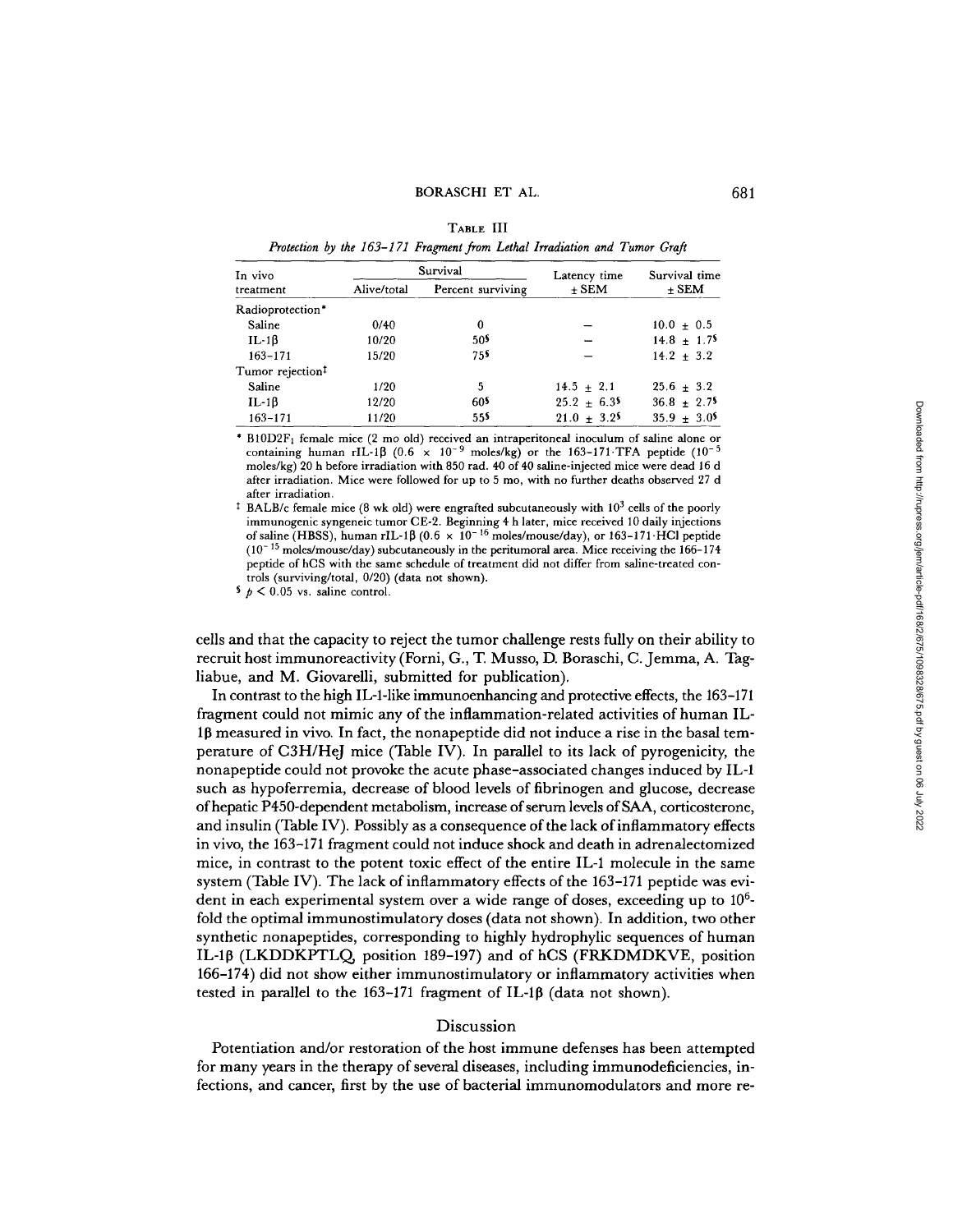TABLE III

*Protection by the 163–171 Fragment from Lethal Irradiation and Tumor Graft*

| In vivo treatment | Survival | | Latency time ± SEM | Survival time ± SEM |
|---|---|---|---|---|
| | Alive/total | Percent surviving | | |
| Radioprotection* | | | | |
| Saline | 0/40 | 0 | – | 10.0 ± 0.5 |
| IL-1β | 10/20 | 50§ | – | 14.8 ± 1.7§ |
| 163–171 | 15/20 | 75§ | – | 14.2 ± 3.2 |
| Tumor rejection‡ | | | | |
| Saline | 1/20 | 5 | 14.5 ± 2.1 | 25.6 ± 3.2 |
| IL-1β | 12/20 | 60§ | 25.2 ± 6.3§ | 36.8 ± 2.7§ |
| 163–171 | 11/20 | 55§ | 21.0 ± 3.2§ | 35.9 ± 3.0§ |

\* B10D2F1 female mice (2 mo old) received an intraperitoneal inoculum of saline alone or containing human rIL-1β ($0.6 \times 10^{-9}$ moles/kg) or the 163–171·TFA peptide ($10^{-5}$ moles/kg) 20 h before irradiation with 850 rad. 40 of 40 saline-injected mice were dead 16 d after irradiation. Mice were followed for up to 5 mo, with no further deaths observed 27 d after irradiation.

‡ BALB/c female mice (8 wk old) were engrafted subcutaneously with $10^3$ cells of the poorly immunogenic syngeneic tumor CE-2. Beginning 4 h later, mice received 10 daily injections of saline (HBSS), human rIL-1β ($0.6 \times 10^{-16}$ moles/mouse/day), or 163–171·HCl peptide ($10^{-15}$ moles/mouse/day) subcutaneously in the peritumoral area. Mice receiving the 166–174 peptide of hCS with the same schedule of treatment did not differ from saline-treated controls (surviving/total, 0/20) (data not shown).

§ $p < 0.05$ vs. saline control.

cells and that the capacity to reject the tumor challenge rests fully on their ability to recruit host immunoreactivity (Forni, G., T. Musso, D. Boraschi, C. Jemma, A. Tagliabue, and M. Giovarelli, submitted for publication).

In contrast to the high IL-1-like immunoenhancing and protective effects, the 163–171 fragment could not mimic any of the inflammation-related activities of human IL-1β measured in vivo. In fact, the nonapeptide did not induce a rise in the basal temperature of C3H/HeJ mice (Table IV). In parallel to its lack of pyrogenicity, the nonapeptide could not provoke the acute phase–associated changes induced by IL-1 such as hypoferremia, decrease of blood levels of fibrinogen and glucose, decrease of hepatic P450-dependent metabolism, increase of serum levels of SAA, corticosterone, and insulin (Table IV). Possibly as a consequence of the lack of inflammatory effects in vivo, the 163–171 fragment could not induce shock and death in adrenalectomized mice, in contrast to the potent toxic effect of the entire IL-1 molecule in the same system (Table IV). The lack of inflammatory effects of the 163–171 peptide was evident in each experimental system over a wide range of doses, exceeding up to $10^6$-fold the optimal immunostimulatory doses (data not shown). In addition, two other synthetic nonapeptides, corresponding to highly hydrophylic sequences of human IL-1β (LKDDKPTLQ, position 189–197) and of hCS (FRKDMDKVE, position 166–174) did not show either immunostimulatory or inflammatory activities when tested in parallel to the 163–171 fragment of IL-1β (data not shown).

## Discussion

Potentiation and/or restoration of the host immune defenses has been attempted for many years in the therapy of several diseases, including immunodeficiencies, infections, and cancer, first by the use of bacterial immunomodulators and more re-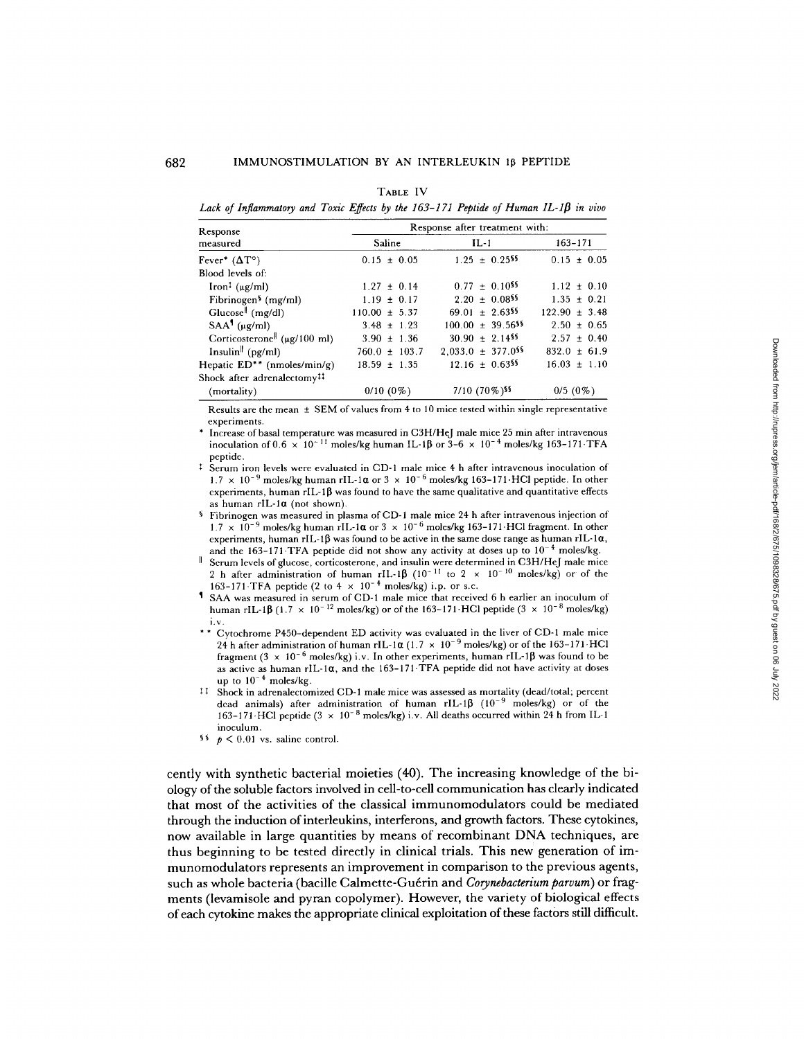TABLE IV

*Lack of Inflammatory and Toxic Effects by the 163–171 Peptide of Human IL-1β in vivo*

| Response measured | Response after treatment with: | | |
|---|---|---|---|
| | Saline | IL-1 | 163–171 |
| Fever* (ΔT°) | 0.15 ± 0.05 | 1.25 ± 0.25§§ | 0.15 ± 0.05 |
| Blood levels of: | | | |
| Iron‡ (μg/ml) | 1.27 ± 0.14 | 0.77 ± 0.10§§ | 1.12 ± 0.10 |
| Fibrinogen§ (mg/ml) | 1.19 ± 0.17 | 2.20 ± 0.08§§ | 1.35 ± 0.21 |
| Glucose‖ (mg/dl) | 110.00 ± 5.37 | 69.01 ± 2.63§§ | 122.90 ± 3.48 |
| SAA¶ (μg/ml) | 3.48 ± 1.23 | 100.00 ± 39.56§§ | 2.50 ± 0.65 |
| Corticosterone‖ (μg/100 ml) | 3.90 ± 1.36 | 30.90 ± 2.14§§ | 2.57 ± 0.40 |
| Insulin‖ (pg/ml) | 760.0 ± 103.7 | 2,033.0 ± 377.0§§ | 832.0 ± 61.9 |
| Hepatic ED** (nmoles/min/g) | 18.59 ± 1.35 | 12.16 ± 0.63§§ | 16.03 ± 1.10 |
| Shock after adrenalectomy‡‡ (mortality) | 0/10 (0%) | 7/10 (70%)§§ | 0/5 (0%) |

Results are the mean ± SEM of values from 4 to 10 mice tested within single representative experiments.

\* Increase of basal temperature was measured in C3H/HeJ male mice 25 min after intravenous inoculation of $0.6 \times 10^{-11}$ moles/kg human IL-1β or $3–6 \times 10^{-4}$ moles/kg 163–171·TFA peptide.

‡ Serum iron levels were evaluated in CD-1 male mice 4 h after intravenous inoculation of $1.7 \times 10^{-9}$ moles/kg human rIL-1α or $3 \times 10^{-6}$ moles/kg 163–171·HCl peptide. In other experiments, human rIL-1β was found to have the same qualitative and quantitative effects as human rIL-1α (not shown).

§ Fibrinogen was measured in plasma of CD-1 male mice 24 h after intravenous injection of $1.7 \times 10^{-9}$ moles/kg human rIL-1α or $3 \times 10^{-6}$ moles/kg 163–171·HCl fragment. In other experiments, human rIL-1β was found to be active in the same dose range as human rIL-1α, and the 163–171·TFA peptide did not show any activity at doses up to $10^{-4}$ moles/kg.

‖ Serum levels of glucose, corticosterone, and insulin were determined in C3H/HeJ male mice 2 h after administration of human rIL-1β ($10^{-11}$ to $2 \times 10^{-10}$ moles/kg) or of the 163–171·TFA peptide (2 to $4 \times 10^{-4}$ moles/kg) i.p. or s.c.

¶ SAA was measured in serum of CD-1 male mice that received 6 h earlier an inoculum of human rIL-1β ($1.7 \times 10^{-12}$ moles/kg) or of the 163–171·HCl peptide ($3 \times 10^{-8}$ moles/kg) i.v.

\** Cytochrome P450-dependent ED activity was evaluated in the liver of CD-1 male mice 24 h after administration of human rIL-1α ($1.7 \times 10^{-9}$ moles/kg) or of the 163–171·HCl fragment ($3 \times 10^{-6}$ moles/kg) i.v. In other experiments, human rIL-1β was found to be as active as human rIL-1α, and the 163–171·TFA peptide did not have activity at doses up to $10^{-4}$ moles/kg.

‡‡ Shock in adrenalectomized CD-1 male mice was assessed as mortality (dead/total; percent dead animals) after administration of human rIL-1β ($10^{-9}$ moles/kg) or of the 163–171·HCl peptide ($3 \times 10^{-8}$ moles/kg) i.v. All deaths occurred within 24 h from IL-1 inoculum.

§§ $p < 0.01$ vs. saline control.

cently with synthetic bacterial moieties (40). The increasing knowledge of the biology of the soluble factors involved in cell-to-cell communication has clearly indicated that most of the activities of the classical immunomodulators could be mediated through the induction of interleukins, interferons, and growth factors. These cytokines, now available in large quantities by means of recombinant DNA techniques, are thus beginning to be tested directly in clinical trials. This new generation of immunomodulators represents an improvement in comparison to the previous agents, such as whole bacteria (bacille Calmette-Guérin and *Corynebacterium parvum*) or fragments (levamisole and pyran copolymer). However, the variety of biological effects of each cytokine makes the appropriate clinical exploitation of these factors still difficult.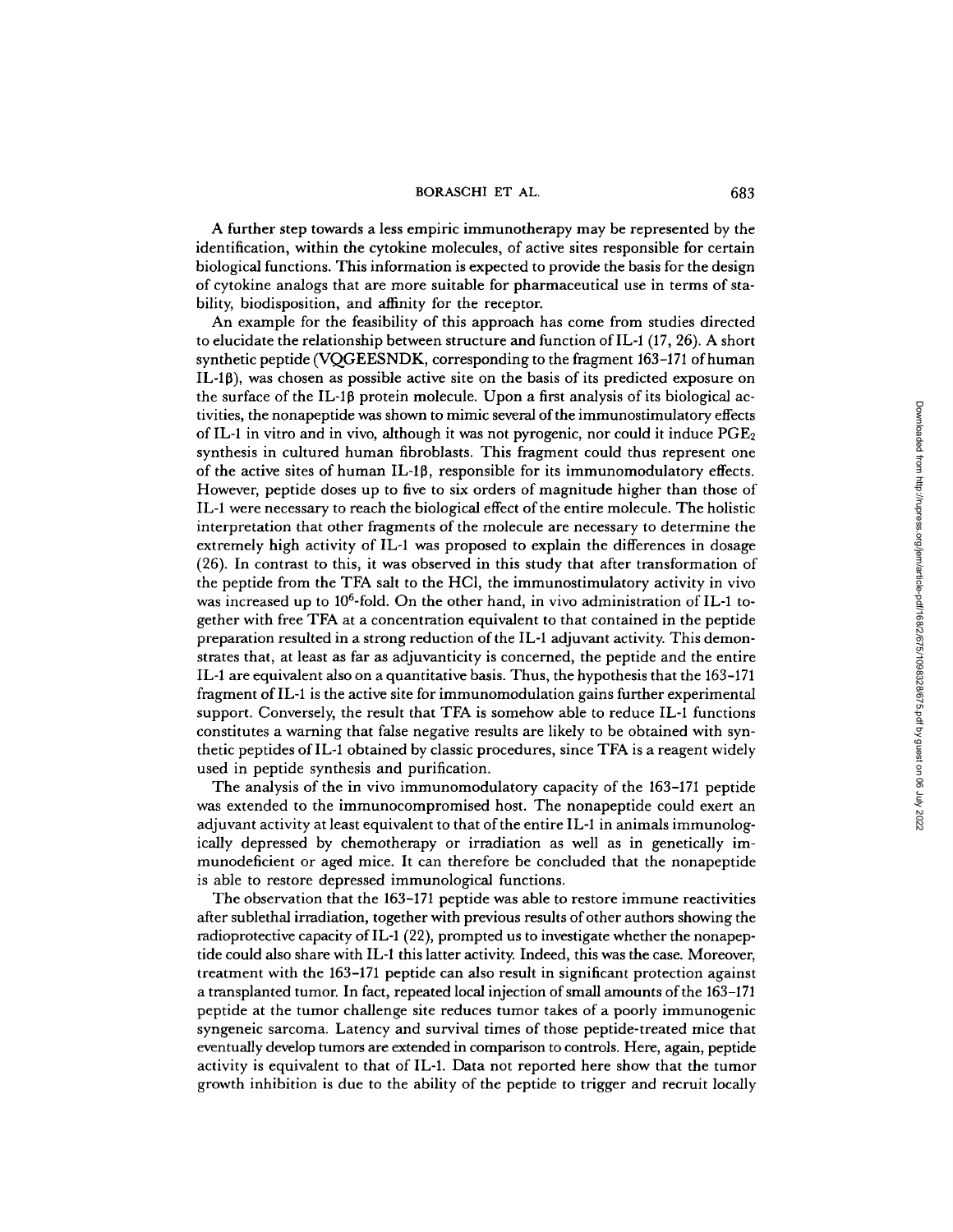A further step towards a less empiric immunotherapy may be represented by the identification, within the cytokine molecules, of active sites responsible for certain biological functions. This information is expected to provide the basis for the design of cytokine analogs that are more suitable for pharmaceutical use in terms of stability, biodisposition, and affinity for the receptor.

An example for the feasibility of this approach has come from studies directed to elucidate the relationship between structure and function of IL-1 (17, 26). A short synthetic peptide (VQGEESNDK, corresponding to the fragment 163–171 of human IL-1β), was chosen as possible active site on the basis of its predicted exposure on the surface of the IL-1β protein molecule. Upon a first analysis of its biological activities, the nonapeptide was shown to mimic several of the immunostimulatory effects of IL-1 in vitro and in vivo, although it was not pyrogenic, nor could it induce $PGE_2$ synthesis in cultured human fibroblasts. This fragment could thus represent one of the active sites of human IL-1β, responsible for its immunomodulatory effects. However, peptide doses up to five to six orders of magnitude higher than those of IL-1 were necessary to reach the biological effect of the entire molecule. The holistic interpretation that other fragments of the molecule are necessary to determine the extremely high activity of IL-1 was proposed to explain the differences in dosage (26). In contrast to this, it was observed in this study that after transformation of the peptide from the TFA salt to the HCl, the immunostimulatory activity in vivo was increased up to $10^6$-fold. On the other hand, in vivo administration of IL-1 together with free TFA at a concentration equivalent to that contained in the peptide preparation resulted in a strong reduction of the IL-1 adjuvant activity. This demonstrates that, at least as far as adjuvanticity is concerned, the peptide and the entire IL-1 are equivalent also on a quantitative basis. Thus, the hypothesis that the 163–171 fragment of IL-1 is the active site for immunomodulation gains further experimental support. Conversely, the result that TFA is somehow able to reduce IL-1 functions constitutes a warning that false negative results are likely to be obtained with synthetic peptides of IL-1 obtained by classic procedures, since TFA is a reagent widely used in peptide synthesis and purification.

The analysis of the in vivo immunomodulatory capacity of the 163–171 peptide was extended to the immunocompromised host. The nonapeptide could exert an adjuvant activity at least equivalent to that of the entire IL-1 in animals immunologically depressed by chemotherapy or irradiation as well as in genetically immunodeficient or aged mice. It can therefore be concluded that the nonapeptide is able to restore depressed immunological functions.

The observation that the 163–171 peptide was able to restore immune reactivities after sublethal irradiation, together with previous results of other authors showing the radioprotective capacity of IL-1 (22), prompted us to investigate whether the nonapeptide could also share with IL-1 this latter activity. Indeed, this was the case. Moreover, treatment with the 163–171 peptide can also result in significant protection against a transplanted tumor. In fact, repeated local injection of small amounts of the 163–171 peptide at the tumor challenge site reduces tumor takes of a poorly immunogenic syngeneic sarcoma. Latency and survival times of those peptide-treated mice that eventually develop tumors are extended in comparison to controls. Here, again, peptide activity is equivalent to that of IL-1. Data not reported here show that the tumor growth inhibition is due to the ability of the peptide to trigger and recruit locally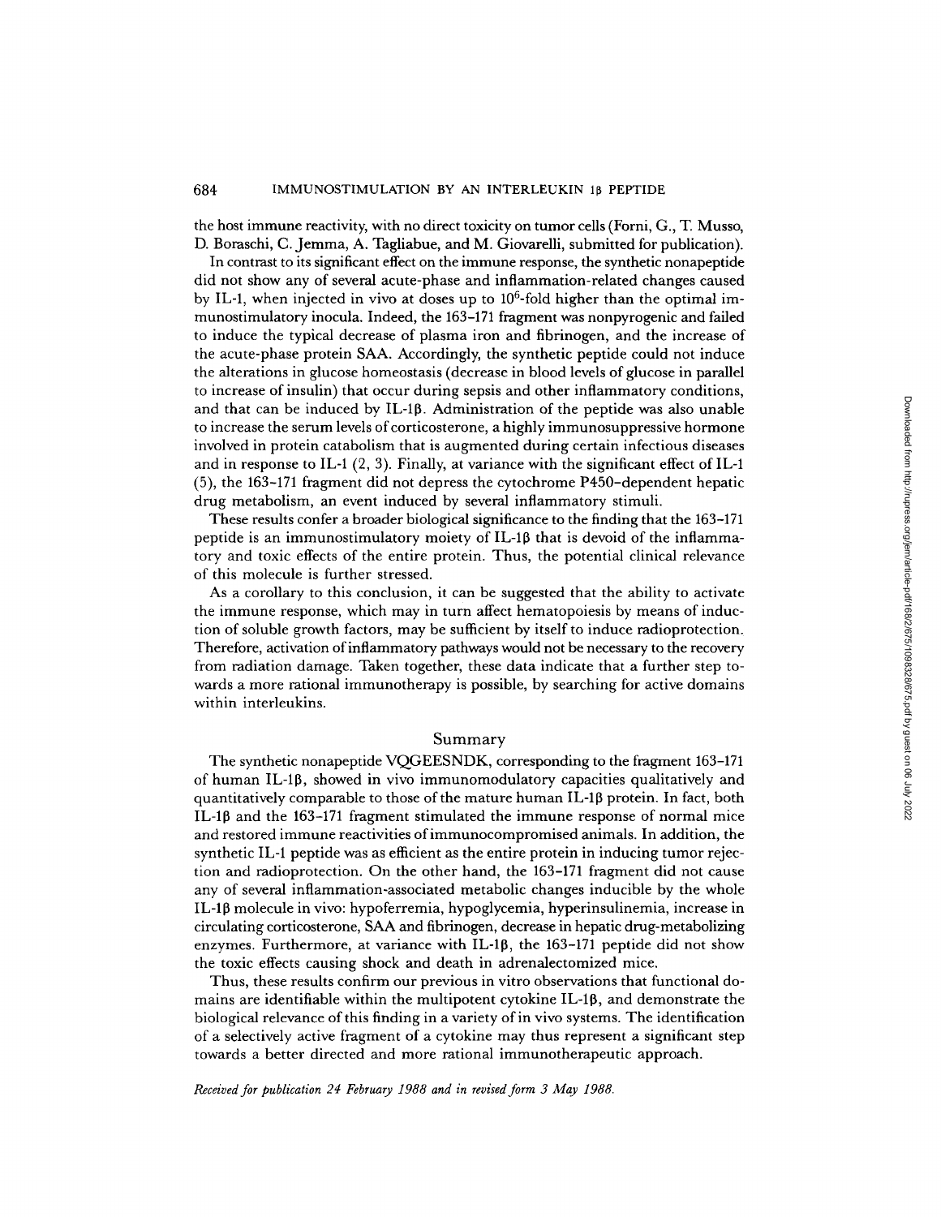the host immune reactivity, with no direct toxicity on tumor cells (Forni, G., T. Musso, D. Boraschi, C. Jemma, A. Tagliabue, and M. Giovarelli, submitted for publication).

In contrast to its significant effect on the immune response, the synthetic nonapeptide did not show any of several acute-phase and inflammation-related changes caused by IL-1, when injected in vivo at doses up to $10^6$-fold higher than the optimal immunostimulatory inocula. Indeed, the 163–171 fragment was nonpyrogenic and failed to induce the typical decrease of plasma iron and fibrinogen, and the increase of the acute-phase protein SAA. Accordingly, the synthetic peptide could not induce the alterations in glucose homeostasis (decrease in blood levels of glucose in parallel to increase of insulin) that occur during sepsis and other inflammatory conditions, and that can be induced by IL-1β. Administration of the peptide was also unable to increase the serum levels of corticosterone, a highly immunosuppressive hormone involved in protein catabolism that is augmented during certain infectious diseases and in response to IL-1 (2, 3). Finally, at variance with the significant effect of IL-1 (5), the 163–171 fragment did not depress the cytochrome P450–dependent hepatic drug metabolism, an event induced by several inflammatory stimuli.

These results confer a broader biological significance to the finding that the 163–171 peptide is an immunostimulatory moiety of IL-1β that is devoid of the inflammatory and toxic effects of the entire protein. Thus, the potential clinical relevance of this molecule is further stressed.

As a corollary to this conclusion, it can be suggested that the ability to activate the immune response, which may in turn affect hematopoiesis by means of induction of soluble growth factors, may be sufficient by itself to induce radioprotection. Therefore, activation of inflammatory pathways would not be necessary to the recovery from radiation damage. Taken together, these data indicate that a further step towards a more rational immunotherapy is possible, by searching for active domains within interleukins.

## Summary

The synthetic nonapeptide VQGEESNDK, corresponding to the fragment 163–171 of human IL-1β, showed in vivo immunomodulatory capacities qualitatively and quantitatively comparable to those of the mature human IL-1β protein. In fact, both IL-1β and the 163–171 fragment stimulated the immune response of normal mice and restored immune reactivities of immunocompromised animals. In addition, the synthetic IL-1 peptide was as efficient as the entire protein in inducing tumor rejection and radioprotection. On the other hand, the 163–171 fragment did not cause any of several inflammation-associated metabolic changes inducible by the whole IL-1β molecule in vivo: hypoferremia, hypoglycemia, hyperinsulinemia, increase in circulating corticosterone, SAA and fibrinogen, decrease in hepatic drug-metabolizing enzymes. Furthermore, at variance with IL-1β, the 163–171 peptide did not show the toxic effects causing shock and death in adrenalectomized mice.

Thus, these results confirm our previous in vitro observations that functional domains are identifiable within the multipotent cytokine IL-1β, and demonstrate the biological relevance of this finding in a variety of in vivo systems. The identification of a selectively active fragment of a cytokine may thus represent a significant step towards a better directed and more rational immunotherapeutic approach.

*Received for publication 24 February 1988 and in revised form 3 May 1988.*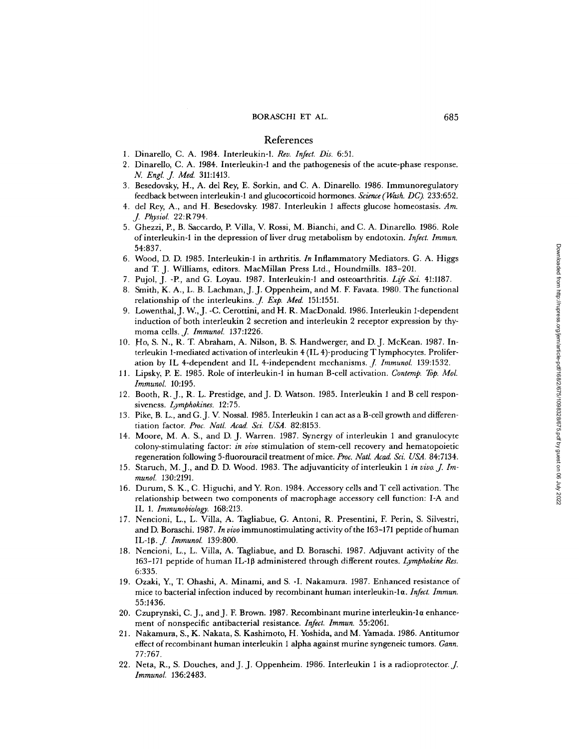## References

1. Dinarello, C. A. 1984. Interleukin-1. *Rev. Infect. Dis.* 6:51.
2. Dinarello, C. A. 1984. Interleukin-1 and the pathogenesis of the acute-phase response. *N. Engl. J. Med.* 311:1413.
3. Besedovsky, H., A. del Rey, E. Sorkin, and C. A. Dinarello. 1986. Immunoregulatory feedback between interleukin-1 and glucocorticoid hormones. *Science (Wash. DC).* 233:652.
4. del Rey, A., and H. Besedovsky. 1987. Interleukin 1 affects glucose homeostasis. *Am. J. Physiol.* 22:R794.
5. Ghezzi, P., B. Saccardo, P. Villa, V. Rossi, M. Bianchi, and C. A. Dinarello. 1986. Role of interleukin-1 in the depression of liver drug metabolism by endotoxin. *Infect. Immun.* 54:837.
6. Wood, D. D. 1985. Interleukin-1 in arthritis. *In* Inflammatory Mediators. G. A. Higgs and T. J. Williams, editors. MacMillan Press Ltd., Houndmills. 183–201.
7. Pujol, J. -P., and G. Loyau. 1987. Interleukin-1 and osteoarthritis. *Life Sci.* 41:1187.
8. Smith, K. A., L. B. Lachman, J. J. Oppenheim, and M. F. Favata. 1980. The functional relationship of the interleukins. *J. Exp. Med.* 151:1551.
9. Lowenthal, J. W., J. -C. Cerottini, and H. R. MacDonald. 1986. Interleukin 1-dependent induction of both interleukin 2 secretion and interleukin 2 receptor expression by thymoma cells. *J. Immunol.* 137:1226.
10. Ho, S. N., R. T. Abraham, A. Nilson, B. S. Handwerger, and D. J. McKean. 1987. Interleukin 1-mediated activation of interleukin 4 (IL 4)-producing T lymphocytes. Proliferation by IL 4-dependent and IL 4-independent mechanisms. *J. Immunol.* 139:1532.
11. Lipsky, P. E. 1985. Role of interleukin-1 in human B-cell activation. *Contemp. Top. Mol. Immunol.* 10:195.
12. Booth, R. J., R. L. Prestidge, and J. D. Watson. 1985. Interleukin 1 and B cell responsiveness. *Lymphokines.* 12:75.
13. Pike, B. L., and G. J. V. Nossal. 1985. Interleukin 1 can act as a B-cell growth and differentiation factor. *Proc. Natl. Acad. Sci. USA.* 82:8153.
14. Moore, M. A. S., and D. J. Warren. 1987. Synergy of interleukin 1 and granulocyte colony-stimulating factor: *in vivo* stimulation of stem-cell recovery and hematopoietic regeneration following 5-fluorouracil treatment of mice. *Proc. Natl. Acad. Sci. USA.* 84:7134.
15. Staruch, M. J., and D. D. Wood. 1983. The adjuvanticity of interleukin 1 *in vivo. J. Immunol.* 130:2191.
16. Durum, S. K., C. Higuchi, and Y. Ron. 1984. Accessory cells and T cell activation. The relationship between two components of macrophage accessory cell function: I-A and IL 1. *Immunobiology.* 168:213.
17. Nencioni, L., L. Villa, A. Tagliabue, G. Antoni, R. Presentini, F. Perin, S. Silvestri, and D. Boraschi. 1987. *In vivo* immunostimulating activity of the 163–171 peptide of human IL-1β. *J. Immunol.* 139:800.
18. Nencioni, L., L. Villa, A. Tagliabue, and D. Boraschi. 1987. Adjuvant activity of the 163–171 peptide of human IL-1β administered through different routes. *Lymphokine Res.* 6:335.
19. Ozaki, Y., T. Ohashi, A. Minami, and S. -I. Nakamura. 1987. Enhanced resistance of mice to bacterial infection induced by recombinant human interleukin-1α. *Infect. Immun.* 55:1436.
20. Czuprynski, C. J., and J. F. Brown. 1987. Recombinant murine interleukin-1α enhancement of nonspecific antibacterial resistance. *Infect. Immun.* 55:2061.
21. Nakamura, S., K. Nakata, S. Kashimoto, H. Yoshida, and M. Yamada. 1986. Antitumor effect of recombinant human interleukin 1 alpha against murine syngeneic tumors. *Gann.* 77:767.
22. Neta, R., S. Douches, and J. J. Oppenheim. 1986. Interleukin 1 is a radioprotector. *J. Immunol.* 136:2483.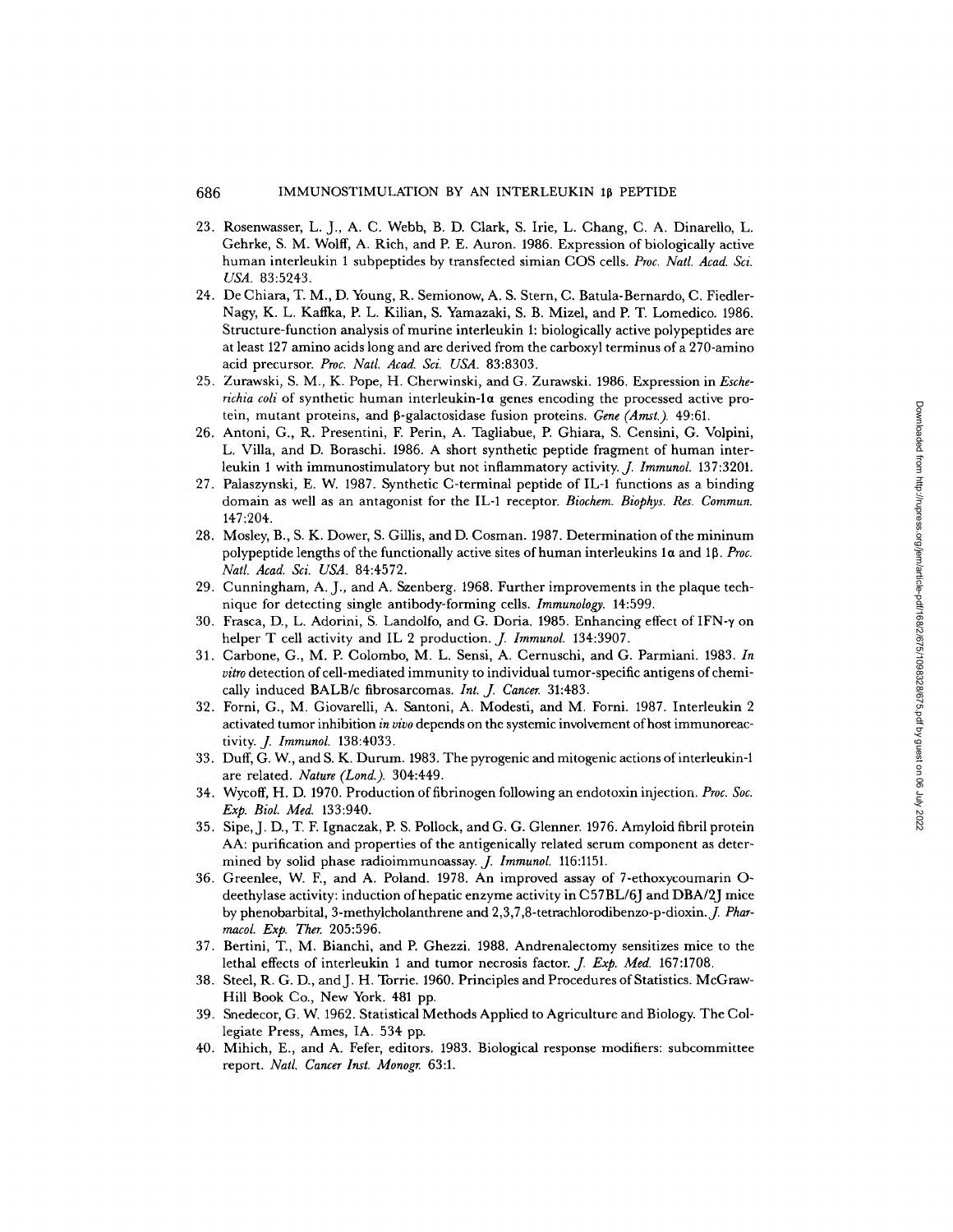23. Rosenwasser, L. J., A. C. Webb, B. D. Clark, S. Irie, L. Chang, C. A. Dinarello, L. Gehrke, S. M. Wolff, A. Rich, and P. E. Auron. 1986. Expression of biologically active human interleukin 1 subpeptides by transfected simian COS cells. *Proc. Natl. Acad. Sci. USA.* 83:5243.
24. De Chiara, T. M., D. Young, R. Semionow, A. S. Stern, C. Batula-Bernardo, C. Fiedler-Nagy, K. L. Kaffka, P. L. Kilian, S. Yamazaki, S. B. Mizel, and P. T. Lomedico. 1986. Structure-function analysis of murine interleukin 1: biologically active polypeptides are at least 127 amino acids long and are derived from the carboxyl terminus of a 270-amino acid precursor. *Proc. Natl. Acad. Sci. USA.* 83:8303.
25. Zurawski, S. M., K. Pope, H. Cherwinski, and G. Zurawski. 1986. Expression in *Escherichia coli* of synthetic human interleukin-1α genes encoding the processed active protein, mutant proteins, and β-galactosidase fusion proteins. *Gene (Amst.).* 49:61.
26. Antoni, G., R. Presentini, F. Perin, A. Tagliabue, P. Ghiara, S. Censini, G. Volpini, L. Villa, and D. Boraschi. 1986. A short synthetic peptide fragment of human interleukin 1 with immunostimulatory but not inflammatory activity. *J. Immunol.* 137:3201.
27. Palaszynski, E. W. 1987. Synthetic C-terminal peptide of IL-1 functions as a binding domain as well as an antagonist for the IL-1 receptor. *Biochem. Biophys. Res. Commun.* 147:204.
28. Mosley, B., S. K. Dower, S. Gillis, and D. Cosman. 1987. Determination of the mininum polypeptide lengths of the functionally active sites of human interleukins 1α and 1β. *Proc. Natl. Acad. Sci. USA.* 84:4572.
29. Cunningham, A. J., and A. Szenberg. 1968. Further improvements in the plaque technique for detecting single antibody-forming cells. *Immunology.* 14:599.
30. Frasca, D., L. Adorini, S. Landolfo, and G. Doria. 1985. Enhancing effect of IFN-γ on helper T cell activity and IL 2 production. *J. Immunol.* 134:3907.
31. Carbone, G., M. P. Colombo, M. L. Sensi, A. Cernuschi, and G. Parmiani. 1983. *In vitro* detection of cell-mediated immunity to individual tumor-specific antigens of chemically induced BALB/c fibrosarcomas. *Int. J. Cancer.* 31:483.
32. Forni, G., M. Giovarelli, A. Santoni, A. Modesti, and M. Forni. 1987. Interleukin 2 activated tumor inhibition *in vivo* depends on the systemic involvement of host immunoreactivity. *J. Immunol.* 138:4033.
33. Duff, G. W., and S. K. Durum. 1983. The pyrogenic and mitogenic actions of interleukin-1 are related. *Nature (Lond.).* 304:449.
34. Wycoff, H. D. 1970. Production of fibrinogen following an endotoxin injection. *Proc. Soc. Exp. Biol. Med.* 133:940.
35. Sipe, J. D., T. F. Ignaczak, P. S. Pollock, and G. G. Glenner. 1976. Amyloid fibril protein AA: purification and properties of the antigenically related serum component as determined by solid phase radioimmunoassay. *J. Immunol.* 116:1151.
36. Greenlee, W. F., and A. Poland. 1978. An improved assay of 7-ethoxycoumarin O-deethylase activity: induction of hepatic enzyme activity in C57BL/6J and DBA/2J mice by phenobarbital, 3-methylcholanthrene and 2,3,7,8-tetrachlorodibenzo-p-dioxin. *J. Pharmacol. Exp. Ther.* 205:596.
37. Bertini, T., M. Bianchi, and P. Ghezzi. 1988. Andrenalectomy sensitizes mice to the lethal effects of interleukin 1 and tumor necrosis factor. *J. Exp. Med.* 167:1708.
38. Steel, R. G. D., and J. H. Torrie. 1960. Principles and Procedures of Statistics. McGraw-Hill Book Co., New York. 481 pp.
39. Snedecor, G. W. 1962. Statistical Methods Applied to Agriculture and Biology. The Collegiate Press, Ames, IA. 534 pp.
40. Mihich, E., and A. Fefer, editors. 1983. Biological response modifiers: subcommittee report. *Natl. Cancer Inst. Monogr.* 63:1.